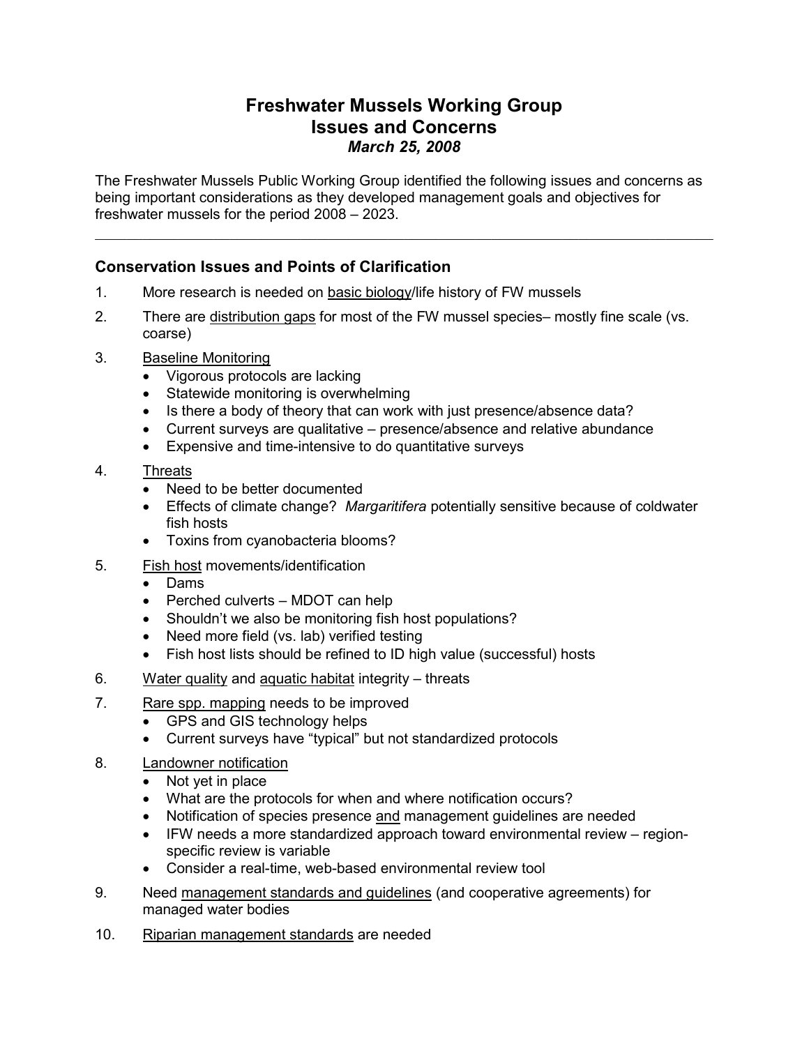# Freshwater Mussels Working Group
# Issues and Concerns
# *March 25, 2008*

The Freshwater Mussels Public Working Group identified the following issues and concerns as being important considerations as they developed management goals and objectives for freshwater mussels for the period 2008 – 2023.

---

## Conservation Issues and Points of Clarification

1. More research is needed on <u>basic biology</u>/life history of FW mussels
2. There are <u>distribution gaps</u> for most of the FW mussel species– mostly fine scale (vs. coarse)
3. <u>Baseline Monitoring</u>
   - Vigorous protocols are lacking
   - Statewide monitoring is overwhelming
   - Is there a body of theory that can work with just presence/absence data?
   - Current surveys are qualitative – presence/absence and relative abundance
   - Expensive and time-intensive to do quantitative surveys
4. <u>Threats</u>
   - Need to be better documented
   - Effects of climate change? *Margaritifera* potentially sensitive because of coldwater fish hosts
   - Toxins from cyanobacteria blooms?
5. <u>Fish host</u> movements/identification
   - Dams
   - Perched culverts – MDOT can help
   - Shouldn't we also be monitoring fish host populations?
   - Need more field (vs. lab) verified testing
   - Fish host lists should be refined to ID high value (successful) hosts
6. <u>Water quality</u> and <u>aquatic habitat</u> integrity – threats
7. <u>Rare spp. mapping</u> needs to be improved
   - GPS and GIS technology helps
   - Current surveys have "typical" but not standardized protocols
8. <u>Landowner notification</u>
   - Not yet in place
   - What are the protocols for when and where notification occurs?
   - Notification of species presence <u>and</u> management guidelines are needed
   - IFW needs a more standardized approach toward environmental review – region-specific review is variable
   - Consider a real-time, web-based environmental review tool
9. Need <u>management standards and guidelines</u> (and cooperative agreements) for managed water bodies
10. <u>Riparian management standards</u> are needed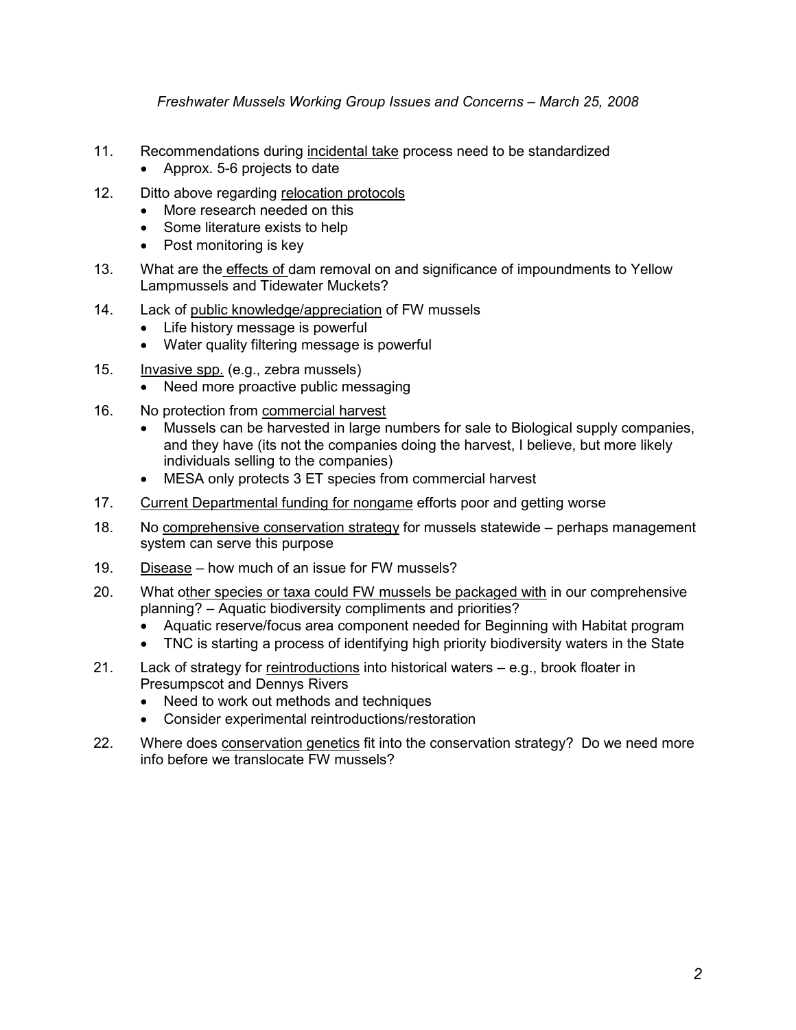11. Recommendations during <u>incidental take</u> process need to be standardized
    - Approx. 5-6 projects to date

12. Ditto above regarding <u>relocation protocols</u>
    - More research needed on this
    - Some literature exists to help
    - Post monitoring is key

13. What are the <u>effects of</u> dam removal on and significance of impoundments to Yellow Lampmussels and Tidewater Muckets?

14. Lack of <u>public knowledge/appreciation</u> of FW mussels
    - Life history message is powerful
    - Water quality filtering message is powerful

15. <u>Invasive spp.</u> (e.g., zebra mussels)
    - Need more proactive public messaging

16. No protection from <u>commercial harvest</u>
    - Mussels can be harvested in large numbers for sale to Biological supply companies, and they have (its not the companies doing the harvest, I believe, but more likely individuals selling to the companies)
    - MESA only protects 3 ET species from commercial harvest

17. <u>Current Departmental funding for nongame</u> efforts poor and getting worse

18. No <u>comprehensive conservation strategy</u> for mussels statewide – perhaps management system can serve this purpose

19. <u>Disease</u> – how much of an issue for FW mussels?

20. What o<u>ther species or taxa could FW mussels be packaged with</u> in our comprehensive planning? – Aquatic biodiversity compliments and priorities?
    - Aquatic reserve/focus area component needed for Beginning with Habitat program
    - TNC is starting a process of identifying high priority biodiversity waters in the State

21. Lack of strategy for <u>reintroductions</u> into historical waters – e.g., brook floater in Presumpscot and Dennys Rivers
    - Need to work out methods and techniques
    - Consider experimental reintroductions/restoration

22. Where does <u>conservation genetics</u> fit into the conservation strategy? Do we need more info before we translocate FW mussels?